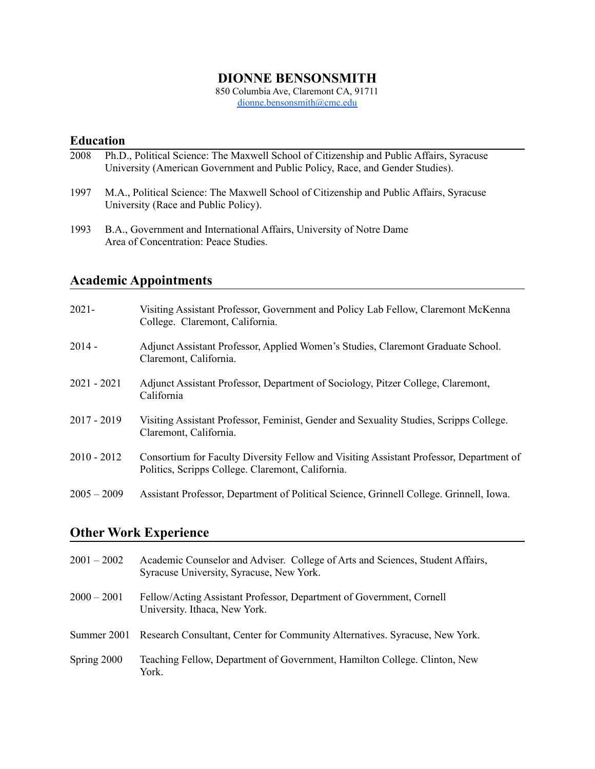# DIONNE BENSONSMITH

850 Columbia Ave, Claremont CA, 91711
dionne.bensonsmith@cmc.edu

## Education

2008 Ph.D., Political Science: The Maxwell School of Citizenship and Public Affairs, Syracuse University (American Government and Public Policy, Race, and Gender Studies).

1997 M.A., Political Science: The Maxwell School of Citizenship and Public Affairs, Syracuse University (Race and Public Policy).

1993 B.A., Government and International Affairs, University of Notre Dame
Area of Concentration: Peace Studies.

## Academic Appointments

2021- Visiting Assistant Professor, Government and Policy Lab Fellow, Claremont McKenna College. Claremont, California.

2014 - Adjunct Assistant Professor, Applied Women's Studies, Claremont Graduate School. Claremont, California.

2021 - 2021 Adjunct Assistant Professor, Department of Sociology, Pitzer College, Claremont, California

2017 - 2019 Visiting Assistant Professor, Feminist, Gender and Sexuality Studies, Scripps College. Claremont, California.

2010 - 2012 Consortium for Faculty Diversity Fellow and Visiting Assistant Professor, Department of Politics, Scripps College. Claremont, California.

2005 – 2009 Assistant Professor, Department of Political Science, Grinnell College. Grinnell, Iowa.

## Other Work Experience

2001 – 2002 Academic Counselor and Adviser. College of Arts and Sciences, Student Affairs, Syracuse University, Syracuse, New York.

2000 – 2001 Fellow/Acting Assistant Professor, Department of Government, Cornell University. Ithaca, New York.

Summer 2001 Research Consultant, Center for Community Alternatives. Syracuse, New York.

Spring 2000 Teaching Fellow, Department of Government, Hamilton College. Clinton, New York.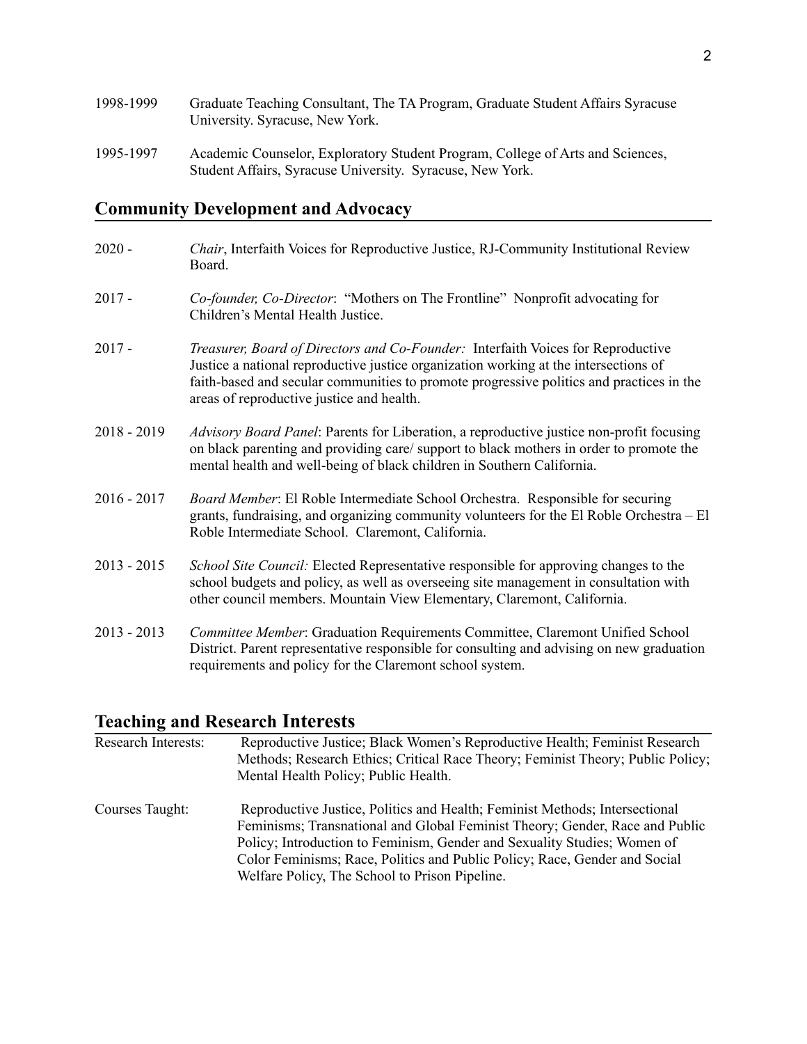1998-1999 Graduate Teaching Consultant, The TA Program, Graduate Student Affairs Syracuse University. Syracuse, New York.

1995-1997 Academic Counselor, Exploratory Student Program, College of Arts and Sciences, Student Affairs, Syracuse University. Syracuse, New York.

## Community Development and Advocacy

2020 - *Chair*, Interfaith Voices for Reproductive Justice, RJ-Community Institutional Review Board.

2017 - *Co-founder, Co-Director*: "Mothers on The Frontline" Nonprofit advocating for Children's Mental Health Justice.

2017 - *Treasurer, Board of Directors and Co-Founder:* Interfaith Voices for Reproductive Justice a national reproductive justice organization working at the intersections of faith-based and secular communities to promote progressive politics and practices in the areas of reproductive justice and health.

2018 - 2019 *Advisory Board Panel*: Parents for Liberation, a reproductive justice non-profit focusing on black parenting and providing care/ support to black mothers in order to promote the mental health and well-being of black children in Southern California.

2016 - 2017 *Board Member*: El Roble Intermediate School Orchestra. Responsible for securing grants, fundraising, and organizing community volunteers for the El Roble Orchestra – El Roble Intermediate School. Claremont, California.

2013 - 2015 *School Site Council:* Elected Representative responsible for approving changes to the school budgets and policy, as well as overseeing site management in consultation with other council members. Mountain View Elementary, Claremont, California.

2013 - 2013 *Committee Member*: Graduation Requirements Committee, Claremont Unified School District. Parent representative responsible for consulting and advising on new graduation requirements and policy for the Claremont school system.

## Teaching and Research Interests

Research Interests: Reproductive Justice; Black Women's Reproductive Health; Feminist Research Methods; Research Ethics; Critical Race Theory; Feminist Theory; Public Policy; Mental Health Policy; Public Health.

Courses Taught: Reproductive Justice, Politics and Health; Feminist Methods; Intersectional Feminisms; Transnational and Global Feminist Theory; Gender, Race and Public Policy; Introduction to Feminism, Gender and Sexuality Studies; Women of Color Feminisms; Race, Politics and Public Policy; Race, Gender and Social Welfare Policy, The School to Prison Pipeline.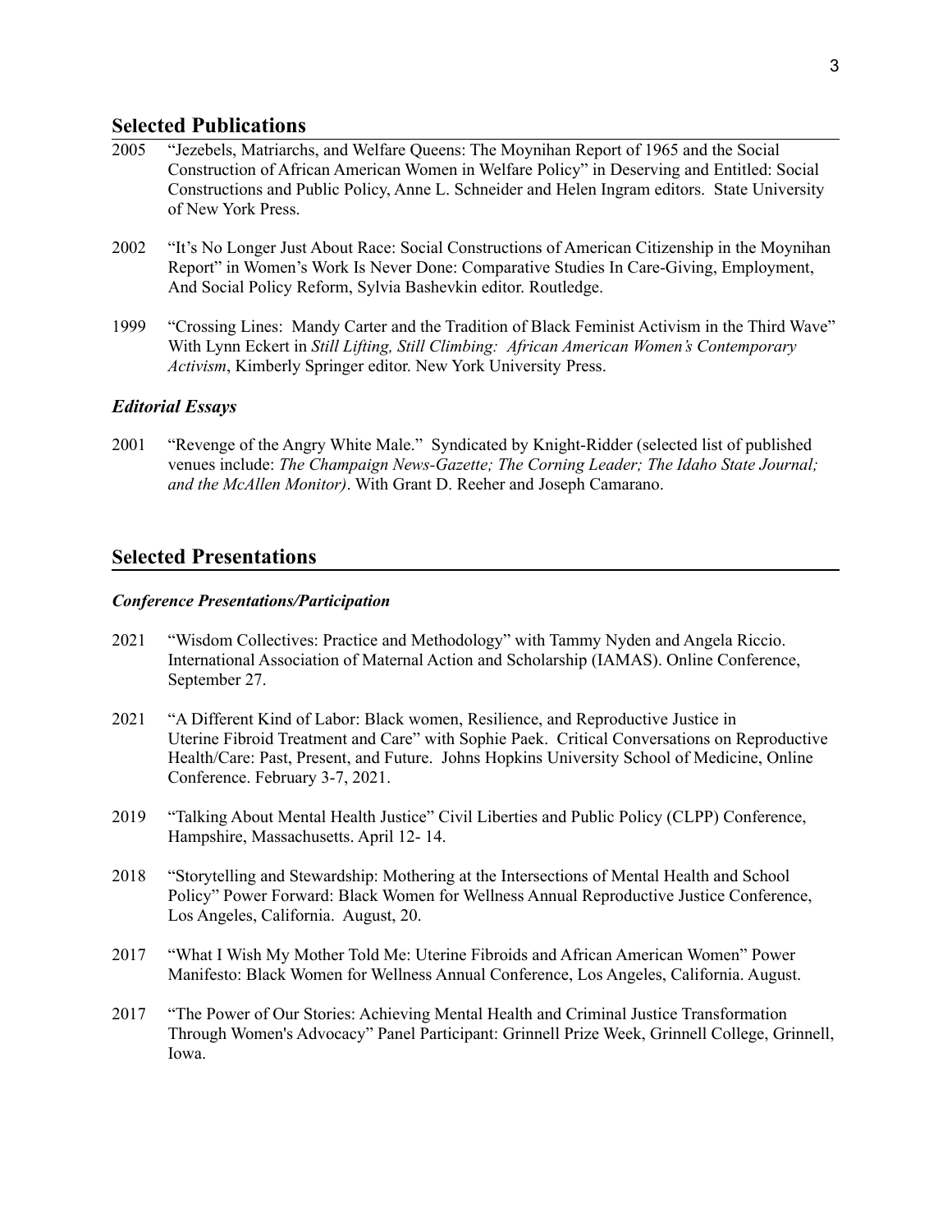## Selected Publications

2005 "Jezebels, Matriarchs, and Welfare Queens: The Moynihan Report of 1965 and the Social Construction of African American Women in Welfare Policy" in Deserving and Entitled: Social Constructions and Public Policy, Anne L. Schneider and Helen Ingram editors. State University of New York Press.

2002 "It's No Longer Just About Race: Social Constructions of American Citizenship in the Moynihan Report" in Women's Work Is Never Done: Comparative Studies In Care-Giving, Employment, And Social Policy Reform, Sylvia Bashevkin editor. Routledge.

1999 "Crossing Lines: Mandy Carter and the Tradition of Black Feminist Activism in the Third Wave" With Lynn Eckert in *Still Lifting, Still Climbing: African American Women's Contemporary Activism*, Kimberly Springer editor. New York University Press.

### *Editorial Essays*

2001 "Revenge of the Angry White Male." Syndicated by Knight-Ridder (selected list of published venues include: *The Champaign News-Gazette; The Corning Leader; The Idaho State Journal; and the McAllen Monitor)*. With Grant D. Reeher and Joseph Camarano.

## Selected Presentations

### *Conference Presentations/Participation*

2021 "Wisdom Collectives: Practice and Methodology" with Tammy Nyden and Angela Riccio. International Association of Maternal Action and Scholarship (IAMAS). Online Conference, September 27.

2021 "A Different Kind of Labor: Black women, Resilience, and Reproductive Justice in Uterine Fibroid Treatment and Care" with Sophie Paek. Critical Conversations on Reproductive Health/Care: Past, Present, and Future. Johns Hopkins University School of Medicine, Online Conference. February 3-7, 2021.

2019 "Talking About Mental Health Justice" Civil Liberties and Public Policy (CLPP) Conference, Hampshire, Massachusetts. April 12- 14.

2018 "Storytelling and Stewardship: Mothering at the Intersections of Mental Health and School Policy" Power Forward: Black Women for Wellness Annual Reproductive Justice Conference, Los Angeles, California. August, 20.

2017 "What I Wish My Mother Told Me: Uterine Fibroids and African American Women" Power Manifesto: Black Women for Wellness Annual Conference, Los Angeles, California. August.

2017 "The Power of Our Stories: Achieving Mental Health and Criminal Justice Transformation Through Women's Advocacy" Panel Participant: Grinnell Prize Week, Grinnell College, Grinnell, Iowa.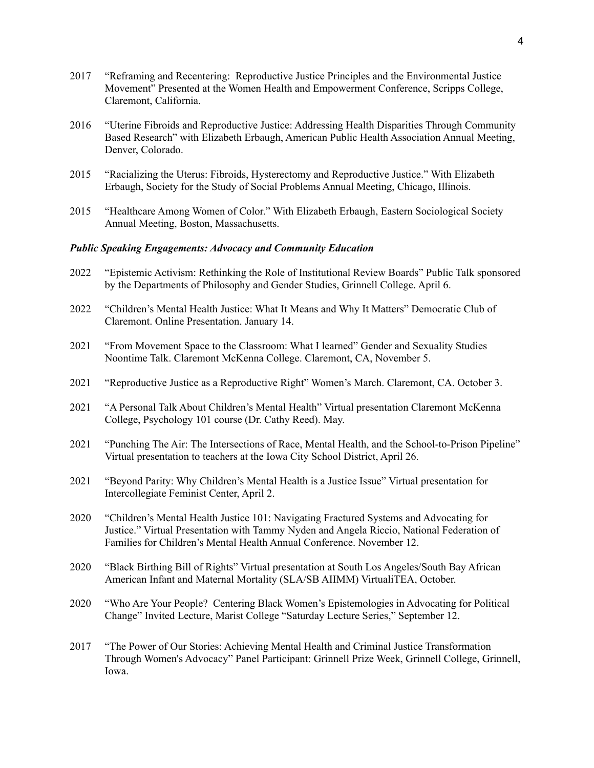2017 "Reframing and Recentering: Reproductive Justice Principles and the Environmental Justice Movement" Presented at the Women Health and Empowerment Conference, Scripps College, Claremont, California.

2016 "Uterine Fibroids and Reproductive Justice: Addressing Health Disparities Through Community Based Research" with Elizabeth Erbaugh, American Public Health Association Annual Meeting, Denver, Colorado.

2015 "Racializing the Uterus: Fibroids, Hysterectomy and Reproductive Justice." With Elizabeth Erbaugh, Society for the Study of Social Problems Annual Meeting, Chicago, Illinois.

2015 "Healthcare Among Women of Color." With Elizabeth Erbaugh, Eastern Sociological Society Annual Meeting, Boston, Massachusetts.

***Public Speaking Engagements: Advocacy and Community Education***

2022 "Epistemic Activism: Rethinking the Role of Institutional Review Boards" Public Talk sponsored by the Departments of Philosophy and Gender Studies, Grinnell College. April 6.

2022 "Children's Mental Health Justice: What It Means and Why It Matters" Democratic Club of Claremont. Online Presentation. January 14.

2021 "From Movement Space to the Classroom: What I learned" Gender and Sexuality Studies Noontime Talk. Claremont McKenna College. Claremont, CA, November 5.

2021 "Reproductive Justice as a Reproductive Right" Women's March. Claremont, CA. October 3.

2021 "A Personal Talk About Children's Mental Health" Virtual presentation Claremont McKenna College, Psychology 101 course (Dr. Cathy Reed). May.

2021 "Punching The Air: The Intersections of Race, Mental Health, and the School-to-Prison Pipeline" Virtual presentation to teachers at the Iowa City School District, April 26.

2021 "Beyond Parity: Why Children's Mental Health is a Justice Issue" Virtual presentation for Intercollegiate Feminist Center, April 2.

2020 "Children's Mental Health Justice 101: Navigating Fractured Systems and Advocating for Justice." Virtual Presentation with Tammy Nyden and Angela Riccio, National Federation of Families for Children's Mental Health Annual Conference. November 12.

2020 "Black Birthing Bill of Rights" Virtual presentation at South Los Angeles/South Bay African American Infant and Maternal Mortality (SLA/SB AIIMM) VirtualiTEA, October.

2020 "Who Are Your People? Centering Black Women's Epistemologies in Advocating for Political Change" Invited Lecture, Marist College "Saturday Lecture Series," September 12.

2017 "The Power of Our Stories: Achieving Mental Health and Criminal Justice Transformation Through Women's Advocacy" Panel Participant: Grinnell Prize Week, Grinnell College, Grinnell, Iowa.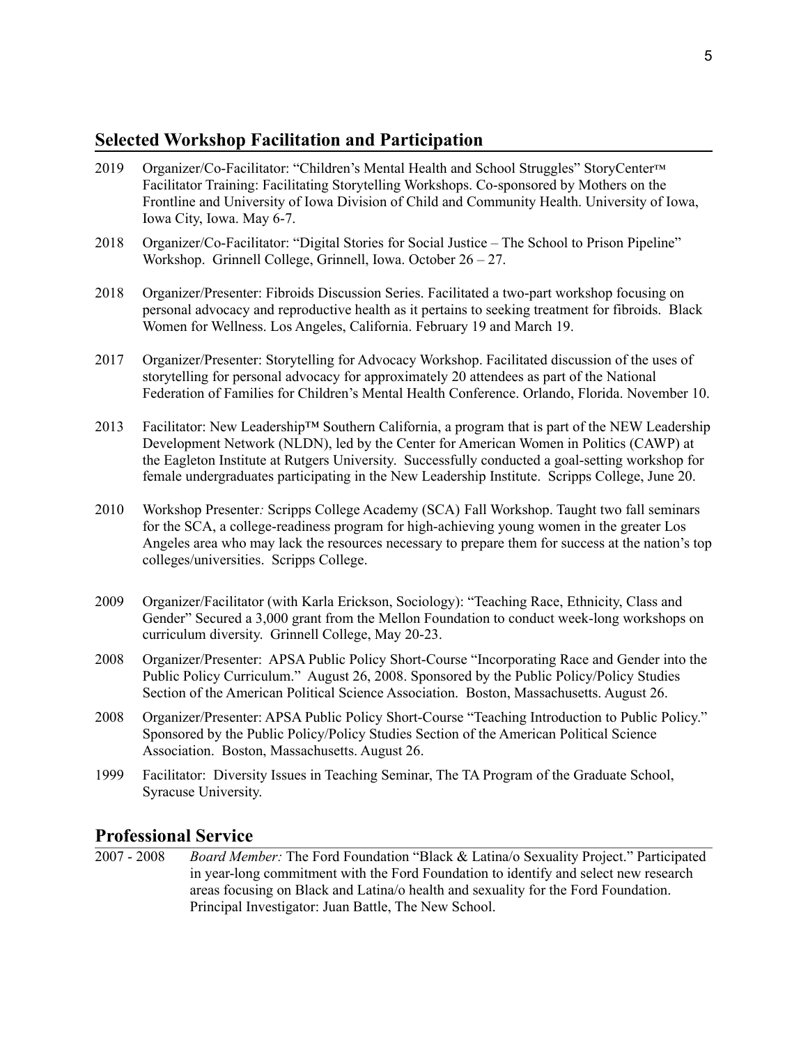## Selected Workshop Facilitation and Participation

2019 Organizer/Co-Facilitator: "Children's Mental Health and School Struggles" StoryCenter™ Facilitator Training: Facilitating Storytelling Workshops. Co-sponsored by Mothers on the Frontline and University of Iowa Division of Child and Community Health. University of Iowa, Iowa City, Iowa. May 6-7.

2018 Organizer/Co-Facilitator: "Digital Stories for Social Justice – The School to Prison Pipeline" Workshop. Grinnell College, Grinnell, Iowa. October 26 – 27.

2018 Organizer/Presenter: Fibroids Discussion Series. Facilitated a two-part workshop focusing on personal advocacy and reproductive health as it pertains to seeking treatment for fibroids. Black Women for Wellness. Los Angeles, California. February 19 and March 19.

2017 Organizer/Presenter: Storytelling for Advocacy Workshop. Facilitated discussion of the uses of storytelling for personal advocacy for approximately 20 attendees as part of the National Federation of Families for Children's Mental Health Conference. Orlando, Florida. November 10.

2013 Facilitator: New Leadership™ Southern California, a program that is part of the NEW Leadership Development Network (NLDN), led by the Center for American Women in Politics (CAWP) at the Eagleton Institute at Rutgers University. Successfully conducted a goal-setting workshop for female undergraduates participating in the New Leadership Institute. Scripps College, June 20.

2010 Workshop Presenter*:* Scripps College Academy (SCA) Fall Workshop. Taught two fall seminars for the SCA, a college-readiness program for high-achieving young women in the greater Los Angeles area who may lack the resources necessary to prepare them for success at the nation's top colleges/universities. Scripps College.

2009 Organizer/Facilitator (with Karla Erickson, Sociology): "Teaching Race, Ethnicity, Class and Gender" Secured a 3,000 grant from the Mellon Foundation to conduct week-long workshops on curriculum diversity. Grinnell College, May 20-23.

2008 Organizer/Presenter: APSA Public Policy Short-Course "Incorporating Race and Gender into the Public Policy Curriculum." August 26, 2008. Sponsored by the Public Policy/Policy Studies Section of the American Political Science Association. Boston, Massachusetts. August 26.

2008 Organizer/Presenter: APSA Public Policy Short-Course "Teaching Introduction to Public Policy." Sponsored by the Public Policy/Policy Studies Section of the American Political Science Association. Boston, Massachusetts. August 26.

1999 Facilitator: Diversity Issues in Teaching Seminar, The TA Program of the Graduate School, Syracuse University.

## Professional Service

2007 - 2008 *Board Member:* The Ford Foundation "Black & Latina/o Sexuality Project." Participated in year-long commitment with the Ford Foundation to identify and select new research areas focusing on Black and Latina/o health and sexuality for the Ford Foundation. Principal Investigator: Juan Battle, The New School.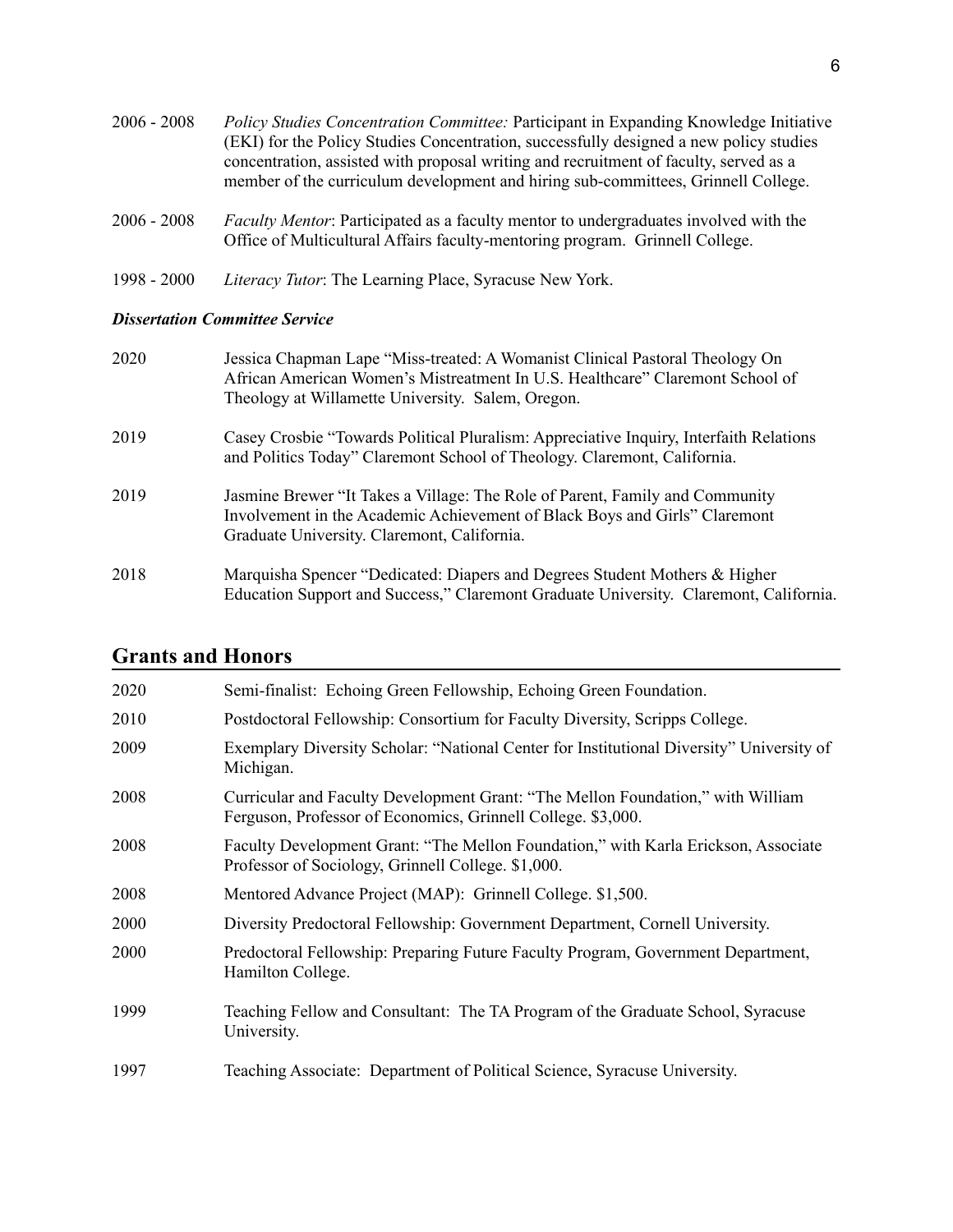2006 - 2008 *Policy Studies Concentration Committee:* Participant in Expanding Knowledge Initiative (EKI) for the Policy Studies Concentration, successfully designed a new policy studies concentration, assisted with proposal writing and recruitment of faculty, served as a member of the curriculum development and hiring sub-committees, Grinnell College.

2006 - 2008 *Faculty Mentor*: Participated as a faculty mentor to undergraduates involved with the Office of Multicultural Affairs faculty-mentoring program. Grinnell College.

1998 - 2000 *Literacy Tutor*: The Learning Place, Syracuse New York.

***Dissertation Committee Service***

2020 Jessica Chapman Lape "Miss-treated: A Womanist Clinical Pastoral Theology On African American Women's Mistreatment In U.S. Healthcare" Claremont School of Theology at Willamette University. Salem, Oregon.

2019 Casey Crosbie "Towards Political Pluralism: Appreciative Inquiry, Interfaith Relations and Politics Today" Claremont School of Theology. Claremont, California.

2019 Jasmine Brewer "It Takes a Village: The Role of Parent, Family and Community Involvement in the Academic Achievement of Black Boys and Girls" Claremont Graduate University. Claremont, California.

2018 Marquisha Spencer "Dedicated: Diapers and Degrees Student Mothers & Higher Education Support and Success," Claremont Graduate University. Claremont, California.

## Grants and Honors

2020 Semi-finalist: Echoing Green Fellowship, Echoing Green Foundation.

2010 Postdoctoral Fellowship: Consortium for Faculty Diversity, Scripps College.

2009 Exemplary Diversity Scholar: "National Center for Institutional Diversity" University of Michigan.

2008 Curricular and Faculty Development Grant: "The Mellon Foundation," with William Ferguson, Professor of Economics, Grinnell College. $3,000.

2008 Faculty Development Grant: "The Mellon Foundation," with Karla Erickson, Associate Professor of Sociology, Grinnell College. $1,000.

2008 Mentored Advance Project (MAP): Grinnell College. $1,500.

2000 Diversity Predoctoral Fellowship: Government Department, Cornell University.

2000 Predoctoral Fellowship: Preparing Future Faculty Program, Government Department, Hamilton College.

1999 Teaching Fellow and Consultant: The TA Program of the Graduate School, Syracuse University.

1997 Teaching Associate: Department of Political Science, Syracuse University.